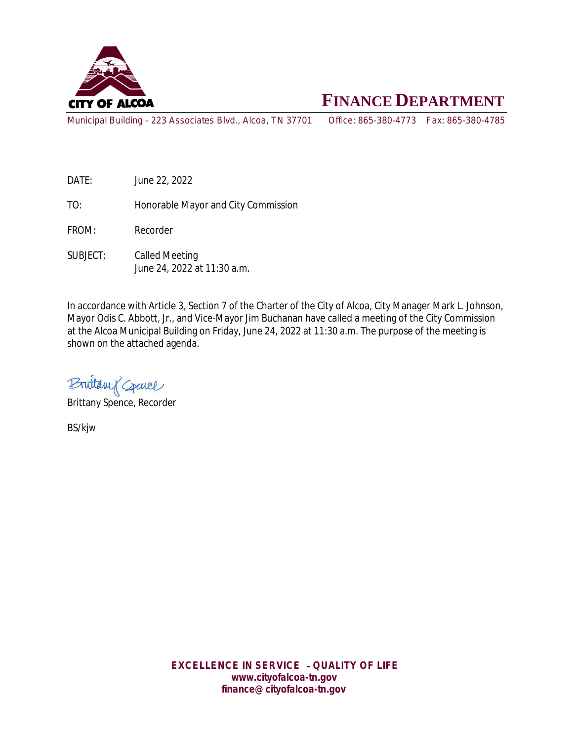CITY OF ALCOA

# FINANCE DEPARTMENT

Municipal Building - 223 Associates Blvd., Alcoa, TN 37701 Office: 865-380-4773 Fax: 865-380-4785

DATE: June 22, 2022

TO: Honorable Mayor and City Commission

FROM: Recorder

SUBJECT: Called Meeting
June 24, 2022 at 11:30 a.m.

In accordance with Article 3, Section 7 of the Charter of the City of Alcoa, City Manager Mark L. Johnson, Mayor Odis C. Abbott, Jr., and Vice-Mayor Jim Buchanan have called a meeting of the City Commission at the Alcoa Municipal Building on Friday, June 24, 2022 at 11:30 a.m. The purpose of the meeting is shown on the attached agenda.

Brittany Spence

Brittany Spence, Recorder

BS/kjw

**EXCELLENCE IN SERVICE – QUALITY OF LIFE**
**www.cityofalcoa-tn.gov**
**finance@cityofalcoa-tn.gov**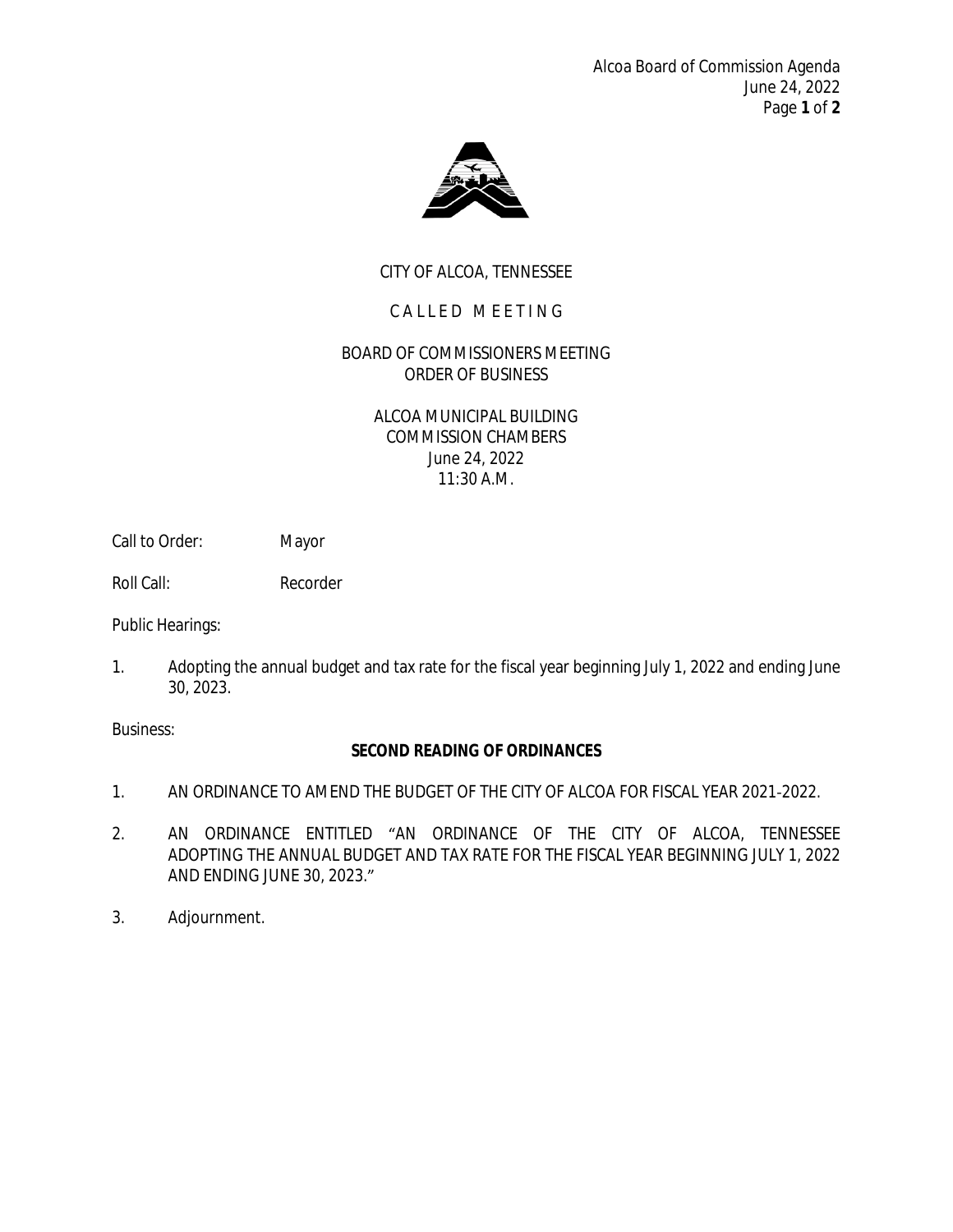CITY OF ALCOA, TENNESSEE

C A L L E D  M E E T I N G

BOARD OF COMMISSIONERS MEETING
ORDER OF BUSINESS

ALCOA MUNICIPAL BUILDING
COMMISSION CHAMBERS
June 24, 2022
11:30 A.M.

Call to Order: Mayor

Roll Call: Recorder

Public Hearings:

1. Adopting the annual budget and tax rate for the fiscal year beginning July 1, 2022 and ending June 30, 2023.

Business:

**SECOND READING OF ORDINANCES**

1. AN ORDINANCE TO AMEND THE BUDGET OF THE CITY OF ALCOA FOR FISCAL YEAR 2021-2022.
2. AN ORDINANCE ENTITLED "AN ORDINANCE OF THE CITY OF ALCOA, TENNESSEE ADOPTING THE ANNUAL BUDGET AND TAX RATE FOR THE FISCAL YEAR BEGINNING JULY 1, 2022 AND ENDING JUNE 30, 2023."
3. Adjournment.